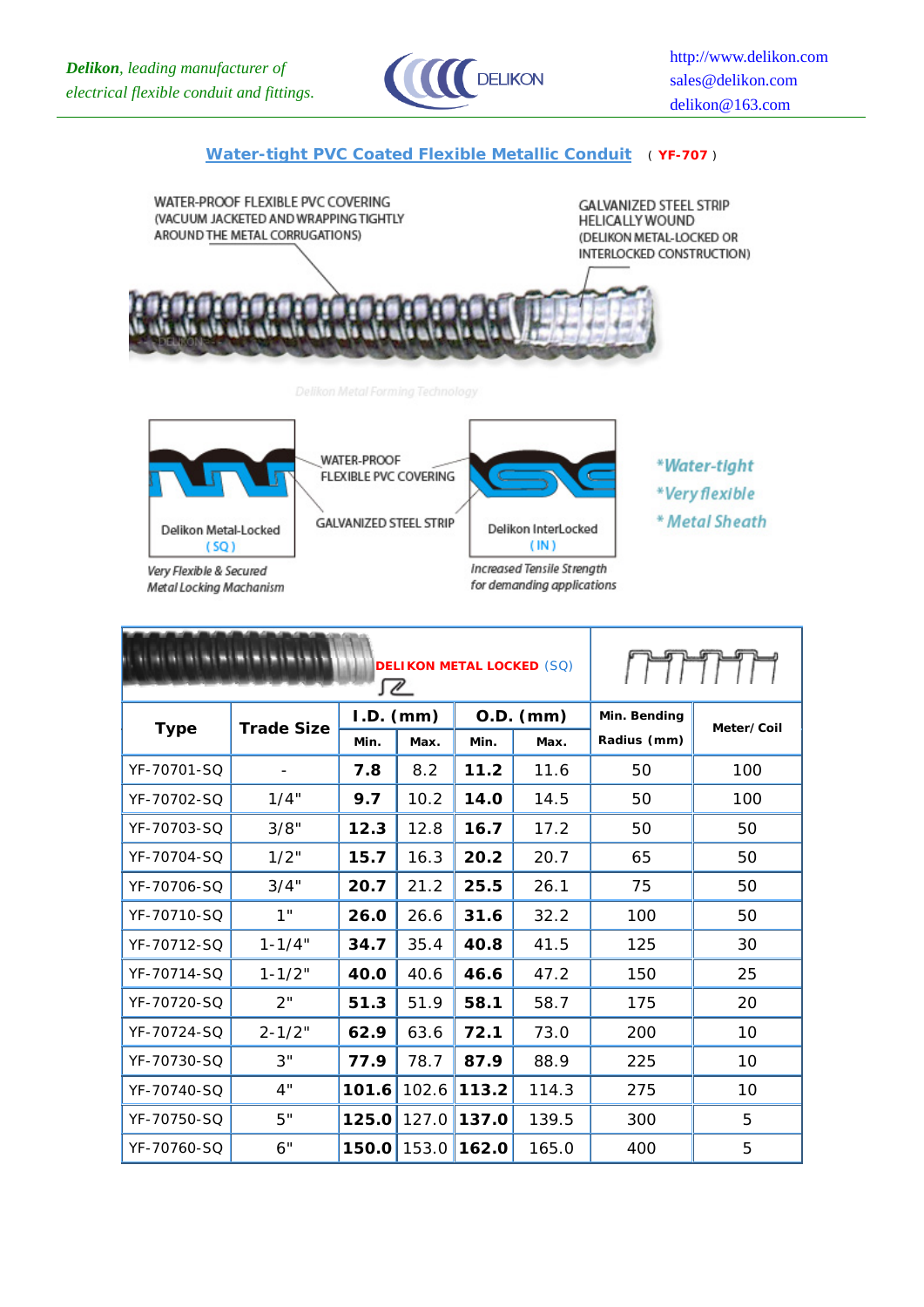*Delikon, leading manufacturer of electrical flexible conduit and fittings.*

DELIKON

http://www.delikon.com
sales@delikon.com
delikon@163.com

## Water-tight PVC Coated Flexible Metallic Conduit ( YF-707 )

WATER-PROOF FLEXIBLE PVC COVERING (VACUUM JACKETED AND WRAPPING TIGHTLY AROUND THE METAL CORRUGATIONS)

GALVANIZED STEEL STRIP HELICALLY WOUND (DELIKON METAL-LOCKED OR INTERLOCKED CONSTRUCTION)

Delikon Metal Forming Technology

WATER-PROOF FLEXIBLE PVC COVERING

GALVANIZED STEEL STRIP

Delikon Metal-Locked ( SQ )

*Very Flexible & Secured Metal Locking Machanism*

Delikon InterLocked ( IN )

*Increased Tensile Strength for demanding applications*

*\*Water-tight*
*\*Very flexible*
*\* Metal Sheath*

**DELIKON METAL LOCKED (SQ)**

| Type | Trade Size | I.D. (mm) | | O.D. (mm) | | Min. Bending Radius (mm) | Meter/ Coil |
|---|---|---|---|---|---|---|---|
| | | Min. | Max. | Min. | Max. | | |
| YF-70701-SQ | - | **7.8** | 8.2 | **11.2** | 11.6 | 50 | 100 |
| YF-70702-SQ | 1/4" | **9.7** | 10.2 | **14.0** | 14.5 | 50 | 100 |
| YF-70703-SQ | 3/8" | **12.3** | 12.8 | **16.7** | 17.2 | 50 | 50 |
| YF-70704-SQ | 1/2" | **15.7** | 16.3 | **20.2** | 20.7 | 65 | 50 |
| YF-70706-SQ | 3/4" | **20.7** | 21.2 | **25.5** | 26.1 | 75 | 50 |
| YF-70710-SQ | 1" | **26.0** | 26.6 | **31.6** | 32.2 | 100 | 50 |
| YF-70712-SQ | 1-1/4" | **34.7** | 35.4 | **40.8** | 41.5 | 125 | 30 |
| YF-70714-SQ | 1-1/2" | **40.0** | 40.6 | **46.6** | 47.2 | 150 | 25 |
| YF-70720-SQ | 2" | **51.3** | 51.9 | **58.1** | 58.7 | 175 | 20 |
| YF-70724-SQ | 2-1/2" | **62.9** | 63.6 | **72.1** | 73.0 | 200 | 10 |
| YF-70730-SQ | 3" | **77.9** | 78.7 | **87.9** | 88.9 | 225 | 10 |
| YF-70740-SQ | 4" | **101.6** | 102.6 | **113.2** | 114.3 | 275 | 10 |
| YF-70750-SQ | 5" | **125.0** | 127.0 | **137.0** | 139.5 | 300 | 5 |
| YF-70760-SQ | 6" | **150.0** | 153.0 | **162.0** | 165.0 | 400 | 5 |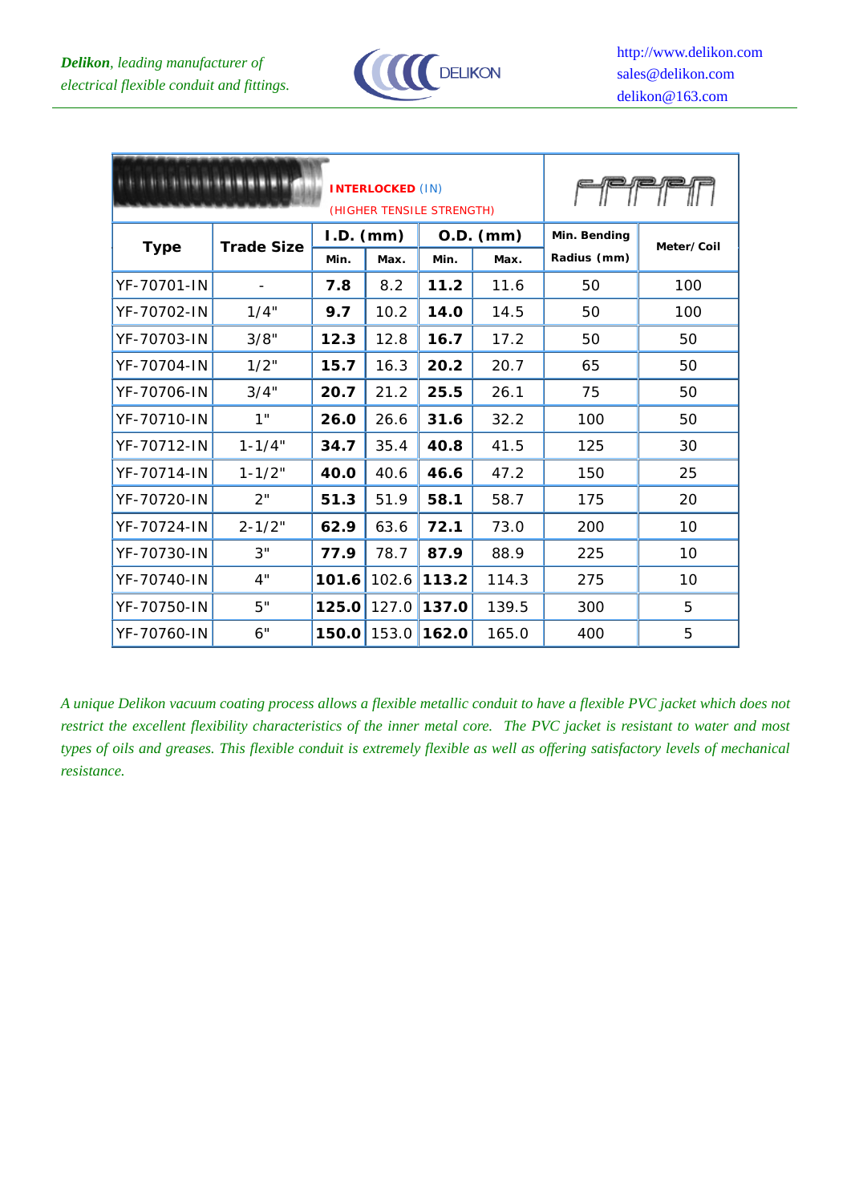**INTERLOCKED** (IN)
(HIGHER TENSILE STRENGTH)

| Type | Trade Size | I.D. (mm) | | O.D. (mm) | | Min. Bending Radius (mm) | Meter/ Coil |
|---|---|---|---|---|---|---|---|
| | | Min. | Max. | Min. | Max. | | |
| YF-70701-IN | - | **7.8** | 8.2 | **11.2** | 11.6 | 50 | 100 |
| YF-70702-IN | 1/4" | **9.7** | 10.2 | **14.0** | 14.5 | 50 | 100 |
| YF-70703-IN | 3/8" | **12.3** | 12.8 | **16.7** | 17.2 | 50 | 50 |
| YF-70704-IN | 1/2" | **15.7** | 16.3 | **20.2** | 20.7 | 65 | 50 |
| YF-70706-IN | 3/4" | **20.7** | 21.2 | **25.5** | 26.1 | 75 | 50 |
| YF-70710-IN | 1" | **26.0** | 26.6 | **31.6** | 32.2 | 100 | 50 |
| YF-70712-IN | 1-1/4" | **34.7** | 35.4 | **40.8** | 41.5 | 125 | 30 |
| YF-70714-IN | 1-1/2" | **40.0** | 40.6 | **46.6** | 47.2 | 150 | 25 |
| YF-70720-IN | 2" | **51.3** | 51.9 | **58.1** | 58.7 | 175 | 20 |
| YF-70724-IN | 2-1/2" | **62.9** | 63.6 | **72.1** | 73.0 | 200 | 10 |
| YF-70730-IN | 3" | **77.9** | 78.7 | **87.9** | 88.9 | 225 | 10 |
| YF-70740-IN | 4" | **101.6** | 102.6 | **113.2** | 114.3 | 275 | 10 |
| YF-70750-IN | 5" | **125.0** | 127.0 | **137.0** | 139.5 | 300 | 5 |
| YF-70760-IN | 6" | **150.0** | 153.0 | **162.0** | 165.0 | 400 | 5 |

*A unique Delikon vacuum coating process allows a flexible metallic conduit to have a flexible PVC jacket which does not restrict the excellent flexibility characteristics of the inner metal core. The PVC jacket is resistant to water and most types of oils and greases. This flexible conduit is extremely flexible as well as offering satisfactory levels of mechanical resistance.*